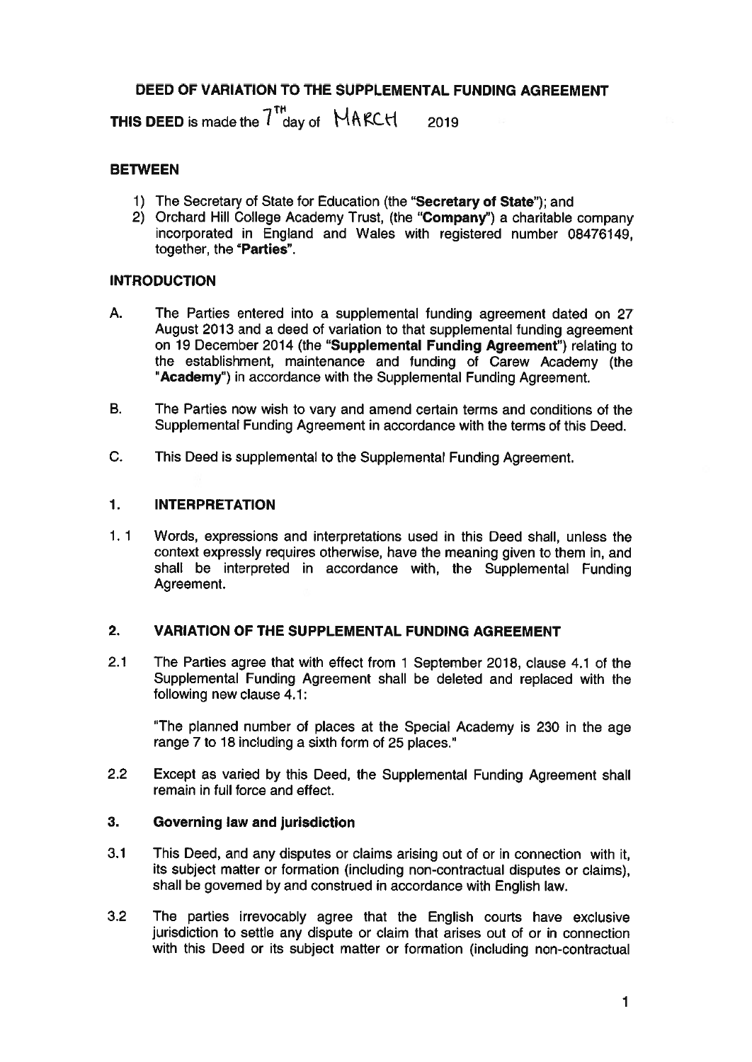# DEED OF VARIATION TO THE SUPPLEMENTAL FUNDING AGREEMENT

**THIS DEED** is made the 7TH day of MARCH 2019

## BETWEEN

1) The Secretary of State for Education (the "**Secretary of State**"); and
2) Orchard Hill College Academy Trust, (the "**Company**") a charitable company incorporated in England and Wales with registered number 08476149, together, the "**Parties**".

## INTRODUCTION

A. The Parties entered into a supplemental funding agreement dated on 27 August 2013 and a deed of variation to that supplemental funding agreement on 19 December 2014 (the "**Supplemental Funding Agreement**") relating to the establishment, maintenance and funding of Carew Academy (the "**Academy**") in accordance with the Supplemental Funding Agreement.

B. The Parties now wish to vary and amend certain terms and conditions of the Supplemental Funding Agreement in accordance with the terms of this Deed.

C. This Deed is supplemental to the Supplemental Funding Agreement.

## 1. INTERPRETATION

1.1 Words, expressions and interpretations used in this Deed shall, unless the context expressly requires otherwise, have the meaning given to them in, and shall be interpreted in accordance with, the Supplemental Funding Agreement.

## 2. VARIATION OF THE SUPPLEMENTAL FUNDING AGREEMENT

2.1 The Parties agree that with effect from 1 September 2018, clause 4.1 of the Supplemental Funding Agreement shall be deleted and replaced with the following new clause 4.1:

"The planned number of places at the Special Academy is 230 in the age range 7 to 18 including a sixth form of 25 places."

2.2 Except as varied by this Deed, the Supplemental Funding Agreement shall remain in full force and effect.

## 3. Governing law and jurisdiction

3.1 This Deed, and any disputes or claims arising out of or in connection with it, its subject matter or formation (including non-contractual disputes or claims), shall be governed by and construed in accordance with English law.

3.2 The parties irrevocably agree that the English courts have exclusive jurisdiction to settle any dispute or claim that arises out of or in connection with this Deed or its subject matter or formation (including non-contractual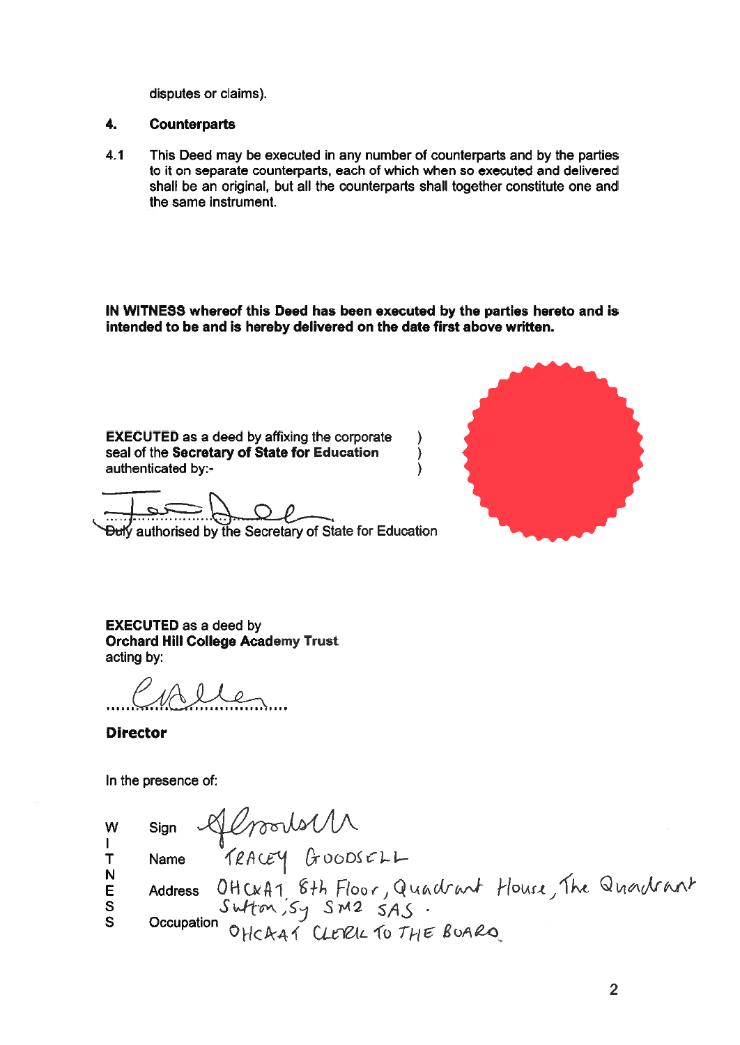disputes or claims).

## 4. Counterparts

4.1 This Deed may be executed in any number of counterparts and by the parties to it on separate counterparts, each of which when so executed and delivered shall be an original, but all the counterparts shall together constitute one and the same instrument.

**IN WITNESS whereof this Deed has been executed by the parties hereto and is intended to be and is hereby delivered on the date first above written.**

**EXECUTED** as a deed by affixing the corporate seal of the **Secretary of State for Education** authenticated by:- )

.................................

Duly authorised by the Secretary of State for Education

**EXECUTED** as a deed by
**Orchard Hill College Academy Trust**
acting by:

.................................

**Director**

In the presence of:

WITNESS

Sign

Name TRACEY GOODSELL

Address OHCAT 8th Floor, Quadrant House, The Quadrant Sutton, Sy SM2 5AS.

Occupation OHCAAT CLERK TO THE BOARD